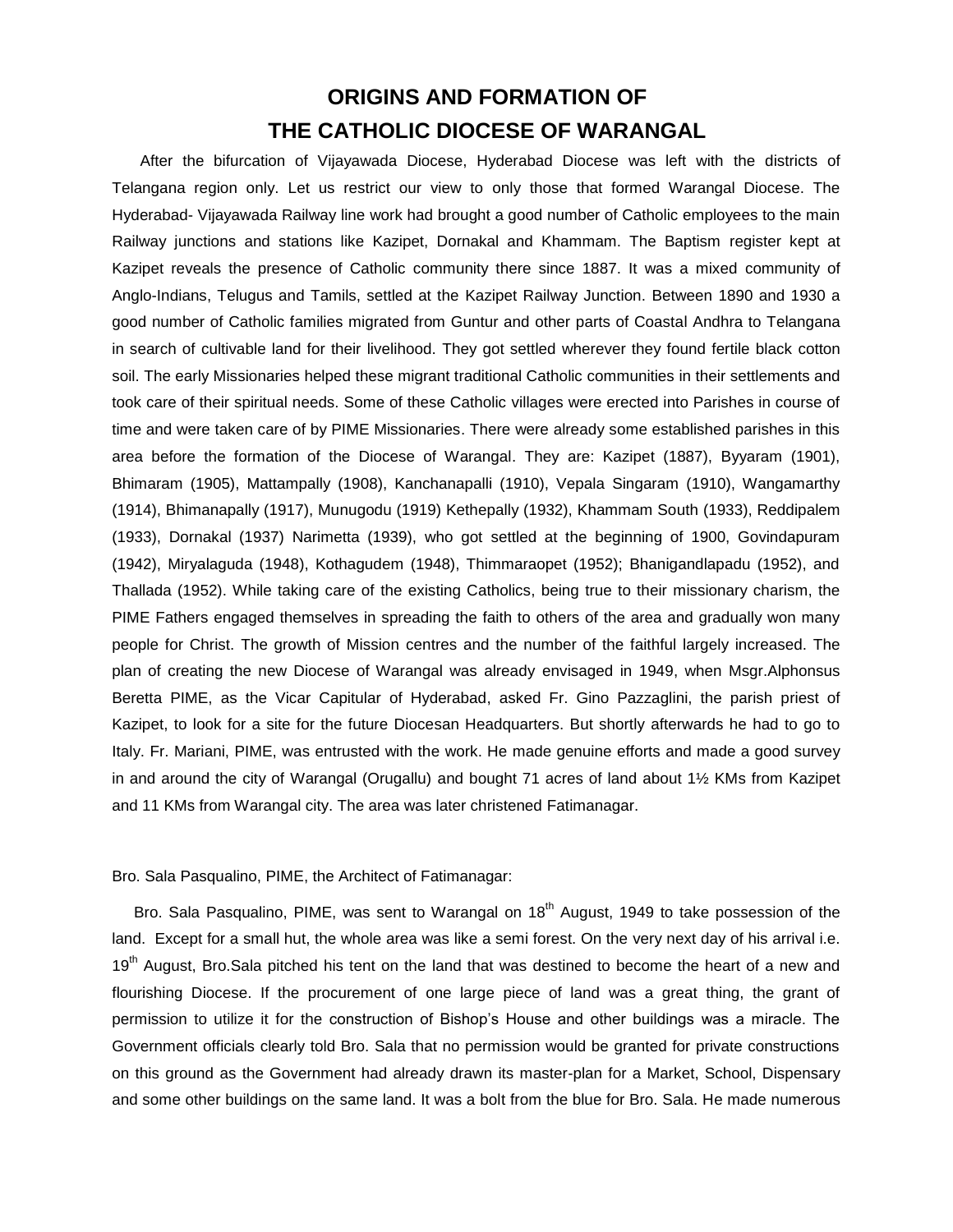# ORIGINS AND FORMATION OF THE CATHOLIC DIOCESE OF WARANGAL

After the bifurcation of Vijayawada Diocese, Hyderabad Diocese was left with the districts of Telangana region only. Let us restrict our view to only those that formed Warangal Diocese. The Hyderabad- Vijayawada Railway line work had brought a good number of Catholic employees to the main Railway junctions and stations like Kazipet, Dornakal and Khammam. The Baptism register kept at Kazipet reveals the presence of Catholic community there since 1887. It was a mixed community of Anglo-Indians, Telugus and Tamils, settled at the Kazipet Railway Junction. Between 1890 and 1930 a good number of Catholic families migrated from Guntur and other parts of Coastal Andhra to Telangana in search of cultivable land for their livelihood. They got settled wherever they found fertile black cotton soil. The early Missionaries helped these migrant traditional Catholic communities in their settlements and took care of their spiritual needs. Some of these Catholic villages were erected into Parishes in course of time and were taken care of by PIME Missionaries. There were already some established parishes in this area before the formation of the Diocese of Warangal. They are: Kazipet (1887), Byyaram (1901), Bhimaram (1905), Mattampally (1908), Kanchanapalli (1910), Vepala Singaram (1910), Wangamarthy (1914), Bhimanapally (1917), Munugodu (1919) Kethepally (1932), Khammam South (1933), Reddipalem (1933), Dornakal (1937) Narimetta (1939), who got settled at the beginning of 1900, Govindapuram (1942), Miryalaguda (1948), Kothagudem (1948), Thimmaraopet (1952); Bhanigandlapadu (1952), and Thallada (1952). While taking care of the existing Catholics, being true to their missionary charism, the PIME Fathers engaged themselves in spreading the faith to others of the area and gradually won many people for Christ. The growth of Mission centres and the number of the faithful largely increased. The plan of creating the new Diocese of Warangal was already envisaged in 1949, when Msgr.Alphonsus Beretta PIME, as the Vicar Capitular of Hyderabad, asked Fr. Gino Pazzaglini, the parish priest of Kazipet, to look for a site for the future Diocesan Headquarters. But shortly afterwards he had to go to Italy. Fr. Mariani, PIME, was entrusted with the work. He made genuine efforts and made a good survey in and around the city of Warangal (Orugallu) and bought 71 acres of land about 1½ KMs from Kazipet and 11 KMs from Warangal city. The area was later christened Fatimanagar.

Bro. Sala Pasqualino, PIME, the Architect of Fatimanagar:

Bro. Sala Pasqualino, PIME, was sent to Warangal on 18th August, 1949 to take possession of the land. Except for a small hut, the whole area was like a semi forest. On the very next day of his arrival i.e. 19th August, Bro.Sala pitched his tent on the land that was destined to become the heart of a new and flourishing Diocese. If the procurement of one large piece of land was a great thing, the grant of permission to utilize it for the construction of Bishop's House and other buildings was a miracle. The Government officials clearly told Bro. Sala that no permission would be granted for private constructions on this ground as the Government had already drawn its master-plan for a Market, School, Dispensary and some other buildings on the same land. It was a bolt from the blue for Bro. Sala. He made numerous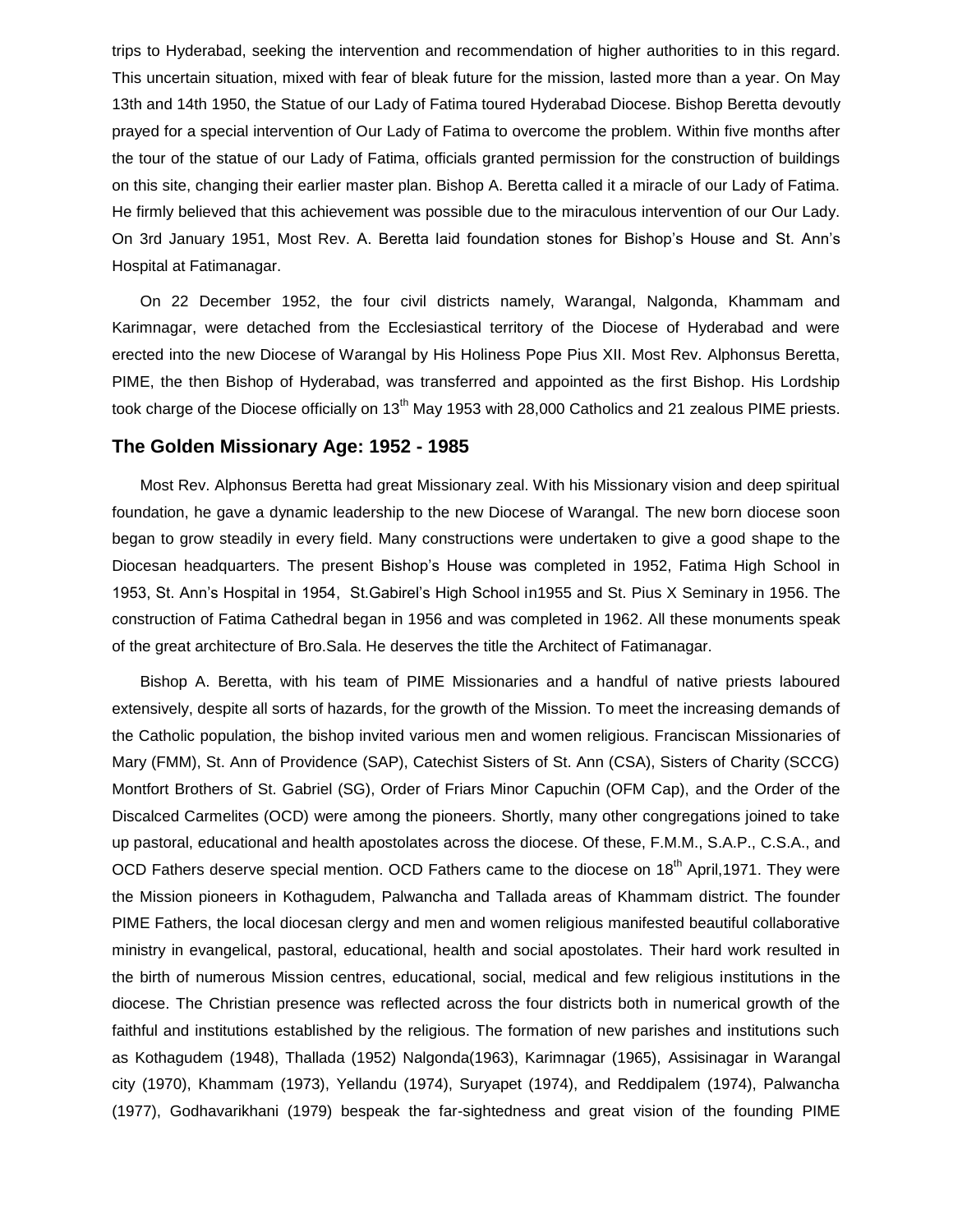trips to Hyderabad, seeking the intervention and recommendation of higher authorities to in this regard. This uncertain situation, mixed with fear of bleak future for the mission, lasted more than a year. On May 13th and 14th 1950, the Statue of our Lady of Fatima toured Hyderabad Diocese. Bishop Beretta devoutly prayed for a special intervention of Our Lady of Fatima to overcome the problem. Within five months after the tour of the statue of our Lady of Fatima, officials granted permission for the construction of buildings on this site, changing their earlier master plan. Bishop A. Beretta called it a miracle of our Lady of Fatima. He firmly believed that this achievement was possible due to the miraculous intervention of our Our Lady. On 3rd January 1951, Most Rev. A. Beretta laid foundation stones for Bishop's House and St. Ann's Hospital at Fatimanagar.

On 22 December 1952, the four civil districts namely, Warangal, Nalgonda, Khammam and Karimnagar, were detached from the Ecclesiastical territory of the Diocese of Hyderabad and were erected into the new Diocese of Warangal by His Holiness Pope Pius XII. Most Rev. Alphonsus Beretta, PIME, the then Bishop of Hyderabad, was transferred and appointed as the first Bishop. His Lordship took charge of the Diocese officially on 13th May 1953 with 28,000 Catholics and 21 zealous PIME priests.

## The Golden Missionary Age: 1952 - 1985

Most Rev. Alphonsus Beretta had great Missionary zeal. With his Missionary vision and deep spiritual foundation, he gave a dynamic leadership to the new Diocese of Warangal. The new born diocese soon began to grow steadily in every field. Many constructions were undertaken to give a good shape to the Diocesan headquarters. The present Bishop's House was completed in 1952, Fatima High School in 1953, St. Ann's Hospital in 1954, St.Gabirel's High School in1955 and St. Pius X Seminary in 1956. The construction of Fatima Cathedral began in 1956 and was completed in 1962. All these monuments speak of the great architecture of Bro.Sala. He deserves the title the Architect of Fatimanagar.

Bishop A. Beretta, with his team of PIME Missionaries and a handful of native priests laboured extensively, despite all sorts of hazards, for the growth of the Mission. To meet the increasing demands of the Catholic population, the bishop invited various men and women religious. Franciscan Missionaries of Mary (FMM), St. Ann of Providence (SAP), Catechist Sisters of St. Ann (CSA), Sisters of Charity (SCCG) Montfort Brothers of St. Gabriel (SG), Order of Friars Minor Capuchin (OFM Cap), and the Order of the Discalced Carmelites (OCD) were among the pioneers. Shortly, many other congregations joined to take up pastoral, educational and health apostolates across the diocese. Of these, F.M.M., S.A.P., C.S.A., and OCD Fathers deserve special mention. OCD Fathers came to the diocese on 18th April,1971. They were the Mission pioneers in Kothagudem, Palwancha and Tallada areas of Khammam district. The founder PIME Fathers, the local diocesan clergy and men and women religious manifested beautiful collaborative ministry in evangelical, pastoral, educational, health and social apostolates. Their hard work resulted in the birth of numerous Mission centres, educational, social, medical and few religious institutions in the diocese. The Christian presence was reflected across the four districts both in numerical growth of the faithful and institutions established by the religious. The formation of new parishes and institutions such as Kothagudem (1948), Thallada (1952) Nalgonda(1963), Karimnagar (1965), Assisinagar in Warangal city (1970), Khammam (1973), Yellandu (1974), Suryapet (1974), and Reddipalem (1974), Palwancha (1977), Godhavarikhani (1979) bespeak the far-sightedness and great vision of the founding PIME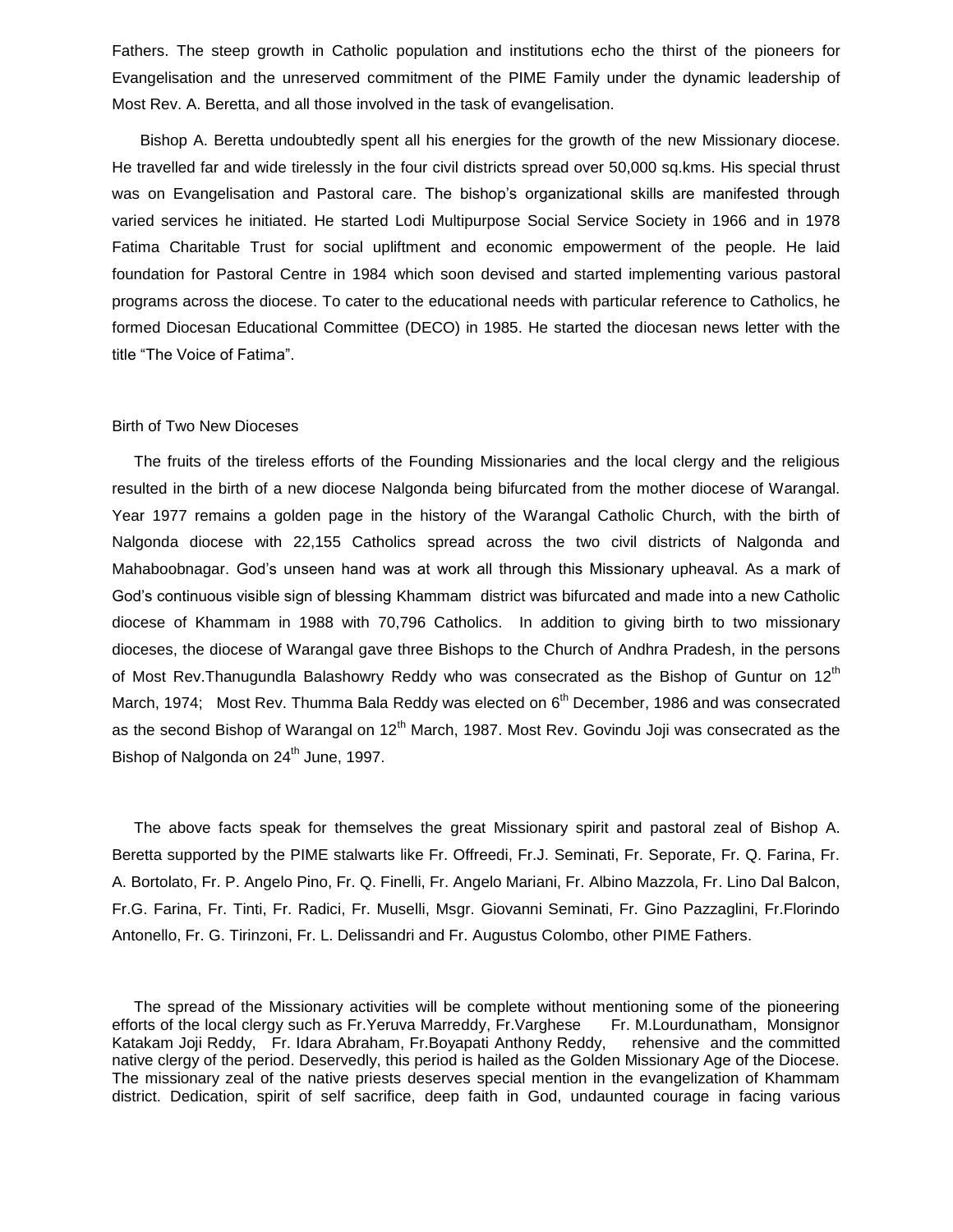Fathers. The steep growth in Catholic population and institutions echo the thirst of the pioneers for Evangelisation and the unreserved commitment of the PIME Family under the dynamic leadership of Most Rev. A. Beretta, and all those involved in the task of evangelisation.

Bishop A. Beretta undoubtedly spent all his energies for the growth of the new Missionary diocese. He travelled far and wide tirelessly in the four civil districts spread over 50,000 sq.kms. His special thrust was on Evangelisation and Pastoral care. The bishop's organizational skills are manifested through varied services he initiated. He started Lodi Multipurpose Social Service Society in 1966 and in 1978 Fatima Charitable Trust for social upliftment and economic empowerment of the people. He laid foundation for Pastoral Centre in 1984 which soon devised and started implementing various pastoral programs across the diocese. To cater to the educational needs with particular reference to Catholics, he formed Diocesan Educational Committee (DECO) in 1985. He started the diocesan news letter with the title "The Voice of Fatima".

## Birth of Two New Dioceses

The fruits of the tireless efforts of the Founding Missionaries and the local clergy and the religious resulted in the birth of a new diocese Nalgonda being bifurcated from the mother diocese of Warangal. Year 1977 remains a golden page in the history of the Warangal Catholic Church, with the birth of Nalgonda diocese with 22,155 Catholics spread across the two civil districts of Nalgonda and Mahaboobnagar. God's unseen hand was at work all through this Missionary upheaval. As a mark of God's continuous visible sign of blessing Khammam district was bifurcated and made into a new Catholic diocese of Khammam in 1988 with 70,796 Catholics. In addition to giving birth to two missionary dioceses, the diocese of Warangal gave three Bishops to the Church of Andhra Pradesh, in the persons of Most Rev.Thanugundla Balashowry Reddy who was consecrated as the Bishop of Guntur on 12th March, 1974; Most Rev. Thumma Bala Reddy was elected on 6th December, 1986 and was consecrated as the second Bishop of Warangal on 12th March, 1987. Most Rev. Govindu Joji was consecrated as the Bishop of Nalgonda on 24th June, 1997.

The above facts speak for themselves the great Missionary spirit and pastoral zeal of Bishop A. Beretta supported by the PIME stalwarts like Fr. Offreedi, Fr.J. Seminati, Fr. Seporate, Fr. Q. Farina, Fr. A. Bortolato, Fr. P. Angelo Pino, Fr. Q. Finelli, Fr. Angelo Mariani, Fr. Albino Mazzola, Fr. Lino Dal Balcon, Fr.G. Farina, Fr. Tinti, Fr. Radici, Fr. Muselli, Msgr. Giovanni Seminati, Fr. Gino Pazzaglini, Fr.Florindo Antonello, Fr. G. Tirinzoni, Fr. L. Delissandri and Fr. Augustus Colombo, other PIME Fathers.

The spread of the Missionary activities will be complete without mentioning some of the pioneering efforts of the local clergy such as Fr.Yeruva Marreddy, Fr.Varghese Fr. M.Lourdunatham, Monsignor Katakam Joji Reddy, Fr. Idara Abraham, Fr.Boyapati Anthony Reddy, rehensive and the committed native clergy of the period. Deservedly, this period is hailed as the Golden Missionary Age of the Diocese. The missionary zeal of the native priests deserves special mention in the evangelization of Khammam district. Dedication, spirit of self sacrifice, deep faith in God, undaunted courage in facing various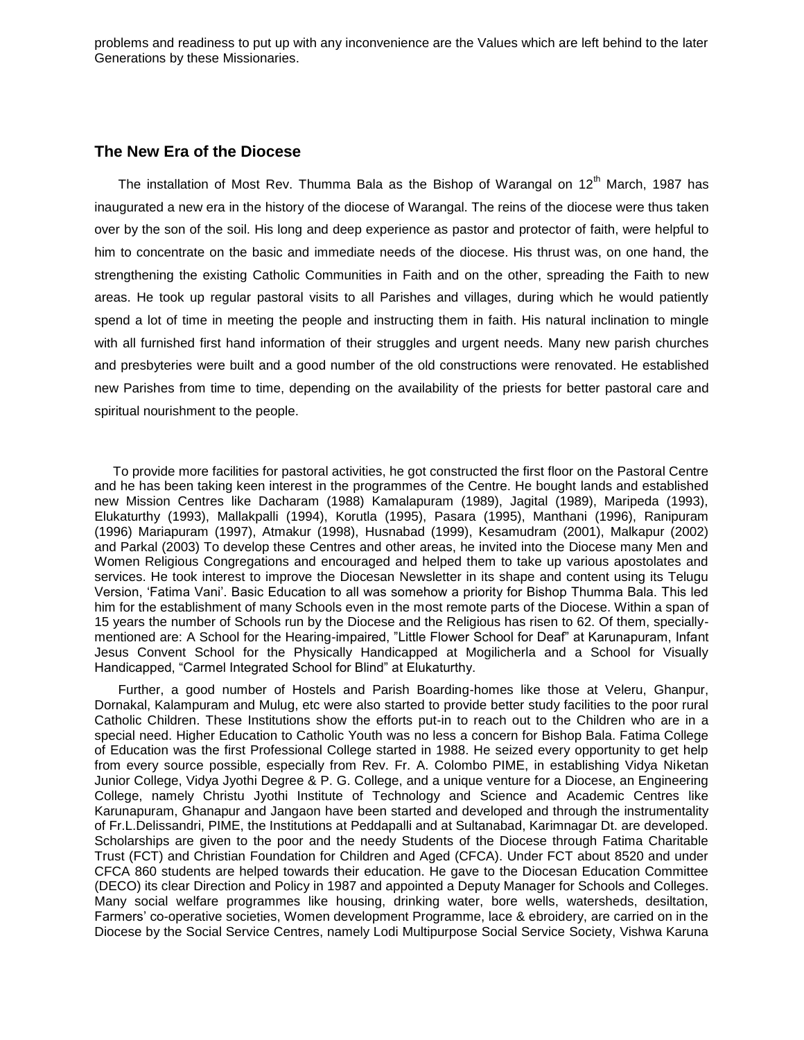problems and readiness to put up with any inconvenience are the Values which are left behind to the later Generations by these Missionaries.

## The New Era of the Diocese

The installation of Most Rev. Thumma Bala as the Bishop of Warangal on 12th March, 1987 has inaugurated a new era in the history of the diocese of Warangal. The reins of the diocese were thus taken over by the son of the soil. His long and deep experience as pastor and protector of faith, were helpful to him to concentrate on the basic and immediate needs of the diocese. His thrust was, on one hand, the strengthening the existing Catholic Communities in Faith and on the other, spreading the Faith to new areas. He took up regular pastoral visits to all Parishes and villages, during which he would patiently spend a lot of time in meeting the people and instructing them in faith. His natural inclination to mingle with all furnished first hand information of their struggles and urgent needs. Many new parish churches and presbyteries were built and a good number of the old constructions were renovated. He established new Parishes from time to time, depending on the availability of the priests for better pastoral care and spiritual nourishment to the people.

To provide more facilities for pastoral activities, he got constructed the first floor on the Pastoral Centre and he has been taking keen interest in the programmes of the Centre. He bought lands and established new Mission Centres like Dacharam (1988) Kamalapuram (1989), Jagital (1989), Maripeda (1993), Elukaturthy (1993), Mallakpalli (1994), Korutla (1995), Pasara (1995), Manthani (1996), Ranipuram (1996) Mariapuram (1997), Atmakur (1998), Husnabad (1999), Kesamudram (2001), Malkapur (2002) and Parkal (2003) To develop these Centres and other areas, he invited into the Diocese many Men and Women Religious Congregations and encouraged and helped them to take up various apostolates and services. He took interest to improve the Diocesan Newsletter in its shape and content using its Telugu Version, 'Fatima Vani'. Basic Education to all was somehow a priority for Bishop Thumma Bala. This led him for the establishment of many Schools even in the most remote parts of the Diocese. Within a span of 15 years the number of Schools run by the Diocese and the Religious has risen to 62. Of them, specially-mentioned are: A School for the Hearing-impaired, "Little Flower School for Deaf" at Karunapuram, Infant Jesus Convent School for the Physically Handicapped at Mogilicherla and a School for Visually Handicapped, "Carmel Integrated School for Blind" at Elukaturthy.

Further, a good number of Hostels and Parish Boarding-homes like those at Veleru, Ghanpur, Dornakal, Kalampuram and Mulug, etc were also started to provide better study facilities to the poor rural Catholic Children. These Institutions show the efforts put-in to reach out to the Children who are in a special need. Higher Education to Catholic Youth was no less a concern for Bishop Bala. Fatima College of Education was the first Professional College started in 1988. He seized every opportunity to get help from every source possible, especially from Rev. Fr. A. Colombo PIME, in establishing Vidya Niketan Junior College, Vidya Jyothi Degree & P. G. College, and a unique venture for a Diocese, an Engineering College, namely Christu Jyothi Institute of Technology and Science and Academic Centres like Karunapuram, Ghanapur and Jangaon have been started and developed and through the instrumentality of Fr.L.Delissandri, PIME, the Institutions at Peddapalli and at Sultanabad, Karimnagar Dt. are developed. Scholarships are given to the poor and the needy Students of the Diocese through Fatima Charitable Trust (FCT) and Christian Foundation for Children and Aged (CFCA). Under FCT about 8520 and under CFCA 860 students are helped towards their education. He gave to the Diocesan Education Committee (DECO) its clear Direction and Policy in 1987 and appointed a Deputy Manager for Schools and Colleges. Many social welfare programmes like housing, drinking water, bore wells, watersheds, desiltation, Farmers' co-operative societies, Women development Programme, lace & ebroidery, are carried on in the Diocese by the Social Service Centres, namely Lodi Multipurpose Social Service Society, Vishwa Karuna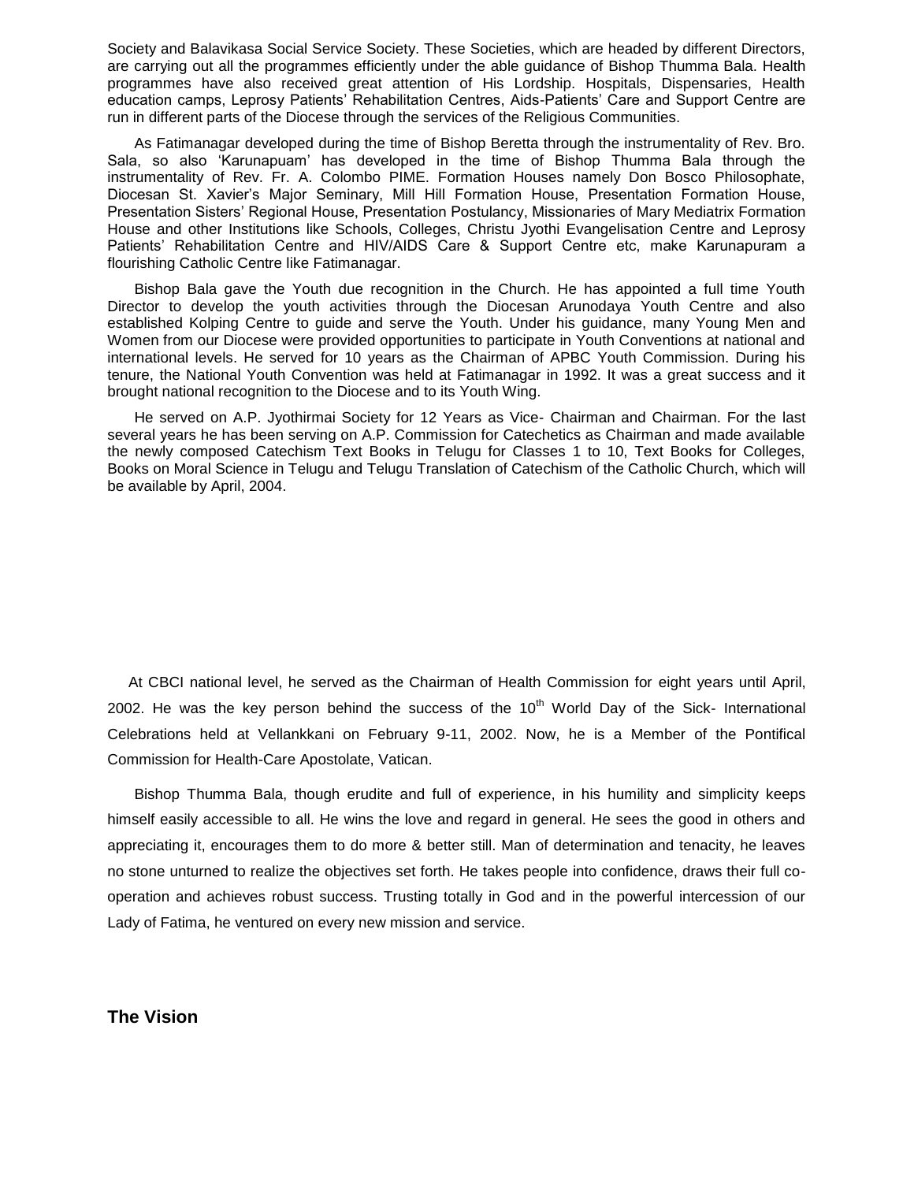Society and Balavikasa Social Service Society. These Societies, which are headed by different Directors, are carrying out all the programmes efficiently under the able guidance of Bishop Thumma Bala. Health programmes have also received great attention of His Lordship. Hospitals, Dispensaries, Health education camps, Leprosy Patients' Rehabilitation Centres, Aids-Patients' Care and Support Centre are run in different parts of the Diocese through the services of the Religious Communities.

As Fatimanagar developed during the time of Bishop Beretta through the instrumentality of Rev. Bro. Sala, so also 'Karunapuam' has developed in the time of Bishop Thumma Bala through the instrumentality of Rev. Fr. A. Colombo PIME. Formation Houses namely Don Bosco Philosophate, Diocesan St. Xavier's Major Seminary, Mill Hill Formation House, Presentation Formation House, Presentation Sisters' Regional House, Presentation Postulancy, Missionaries of Mary Mediatrix Formation House and other Institutions like Schools, Colleges, Christu Jyothi Evangelisation Centre and Leprosy Patients' Rehabilitation Centre and HIV/AIDS Care & Support Centre etc, make Karunapuram a flourishing Catholic Centre like Fatimanagar.

Bishop Bala gave the Youth due recognition in the Church. He has appointed a full time Youth Director to develop the youth activities through the Diocesan Arunodaya Youth Centre and also established Kolping Centre to guide and serve the Youth. Under his guidance, many Young Men and Women from our Diocese were provided opportunities to participate in Youth Conventions at national and international levels. He served for 10 years as the Chairman of APBC Youth Commission. During his tenure, the National Youth Convention was held at Fatimanagar in 1992. It was a great success and it brought national recognition to the Diocese and to its Youth Wing.

He served on A.P. Jyothirmai Society for 12 Years as Vice- Chairman and Chairman. For the last several years he has been serving on A.P. Commission for Catechetics as Chairman and made available the newly composed Catechism Text Books in Telugu for Classes 1 to 10, Text Books for Colleges, Books on Moral Science in Telugu and Telugu Translation of Catechism of the Catholic Church, which will be available by April, 2004.

At CBCI national level, he served as the Chairman of Health Commission for eight years until April, 2002. He was the key person behind the success of the 10th World Day of the Sick- International Celebrations held at Vellankkani on February 9-11, 2002. Now, he is a Member of the Pontifical Commission for Health-Care Apostolate, Vatican.

Bishop Thumma Bala, though erudite and full of experience, in his humility and simplicity keeps himself easily accessible to all. He wins the love and regard in general. He sees the good in others and appreciating it, encourages them to do more & better still. Man of determination and tenacity, he leaves no stone unturned to realize the objectives set forth. He takes people into confidence, draws their full co-operation and achieves robust success. Trusting totally in God and in the powerful intercession of our Lady of Fatima, he ventured on every new mission and service.

## The Vision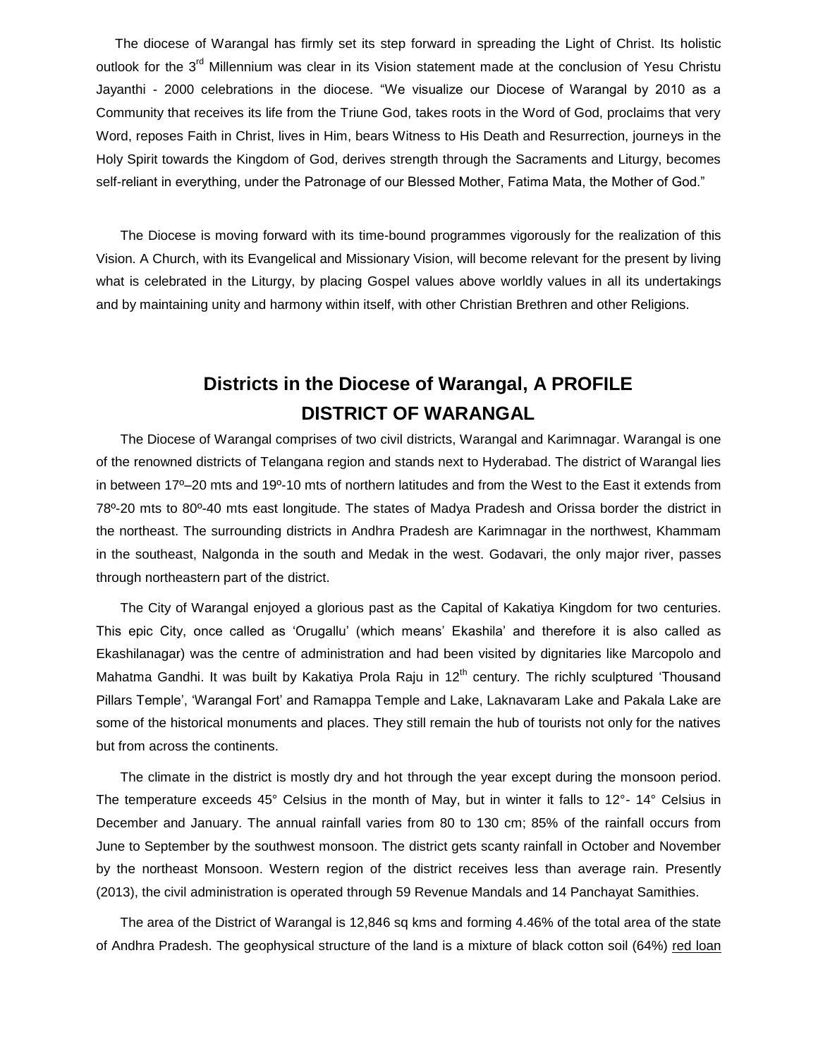The diocese of Warangal has firmly set its step forward in spreading the Light of Christ. Its holistic outlook for the 3rd Millennium was clear in its Vision statement made at the conclusion of Yesu Christu Jayanthi - 2000 celebrations in the diocese. "We visualize our Diocese of Warangal by 2010 as a Community that receives its life from the Triune God, takes roots in the Word of God, proclaims that very Word, reposes Faith in Christ, lives in Him, bears Witness to His Death and Resurrection, journeys in the Holy Spirit towards the Kingdom of God, derives strength through the Sacraments and Liturgy, becomes self-reliant in everything, under the Patronage of our Blessed Mother, Fatima Mata, the Mother of God."

The Diocese is moving forward with its time-bound programmes vigorously for the realization of this Vision. A Church, with its Evangelical and Missionary Vision, will become relevant for the present by living what is celebrated in the Liturgy, by placing Gospel values above worldly values in all its undertakings and by maintaining unity and harmony within itself, with other Christian Brethren and other Religions.

## Districts in the Diocese of Warangal, A PROFILE
## DISTRICT OF WARANGAL

The Diocese of Warangal comprises of two civil districts, Warangal and Karimnagar. Warangal is one of the renowned districts of Telangana region and stands next to Hyderabad. The district of Warangal lies in between 17º–20 mts and 19º-10 mts of northern latitudes and from the West to the East it extends from 78º-20 mts to 80º-40 mts east longitude. The states of Madya Pradesh and Orissa border the district in the northeast. The surrounding districts in Andhra Pradesh are Karimnagar in the northwest, Khammam in the southeast, Nalgonda in the south and Medak in the west. Godavari, the only major river, passes through northeastern part of the district.

The City of Warangal enjoyed a glorious past as the Capital of Kakatiya Kingdom for two centuries. This epic City, once called as 'Orugallu' (which means' Ekashila' and therefore it is also called as Ekashilanagar) was the centre of administration and had been visited by dignitaries like Marcopolo and Mahatma Gandhi. It was built by Kakatiya Prola Raju in 12th century. The richly sculptured 'Thousand Pillars Temple', 'Warangal Fort' and Ramappa Temple and Lake, Laknavaram Lake and Pakala Lake are some of the historical monuments and places. They still remain the hub of tourists not only for the natives but from across the continents.

The climate in the district is mostly dry and hot through the year except during the monsoon period. The temperature exceeds 45° Celsius in the month of May, but in winter it falls to 12°- 14° Celsius in December and January. The annual rainfall varies from 80 to 130 cm; 85% of the rainfall occurs from June to September by the southwest monsoon. The district gets scanty rainfall in October and November by the northeast Monsoon. Western region of the district receives less than average rain. Presently (2013), the civil administration is operated through 59 Revenue Mandals and 14 Panchayat Samithies.

The area of the District of Warangal is 12,846 sq kms and forming 4.46% of the total area of the state of Andhra Pradesh. The geophysical structure of the land is a mixture of black cotton soil (64%) red loan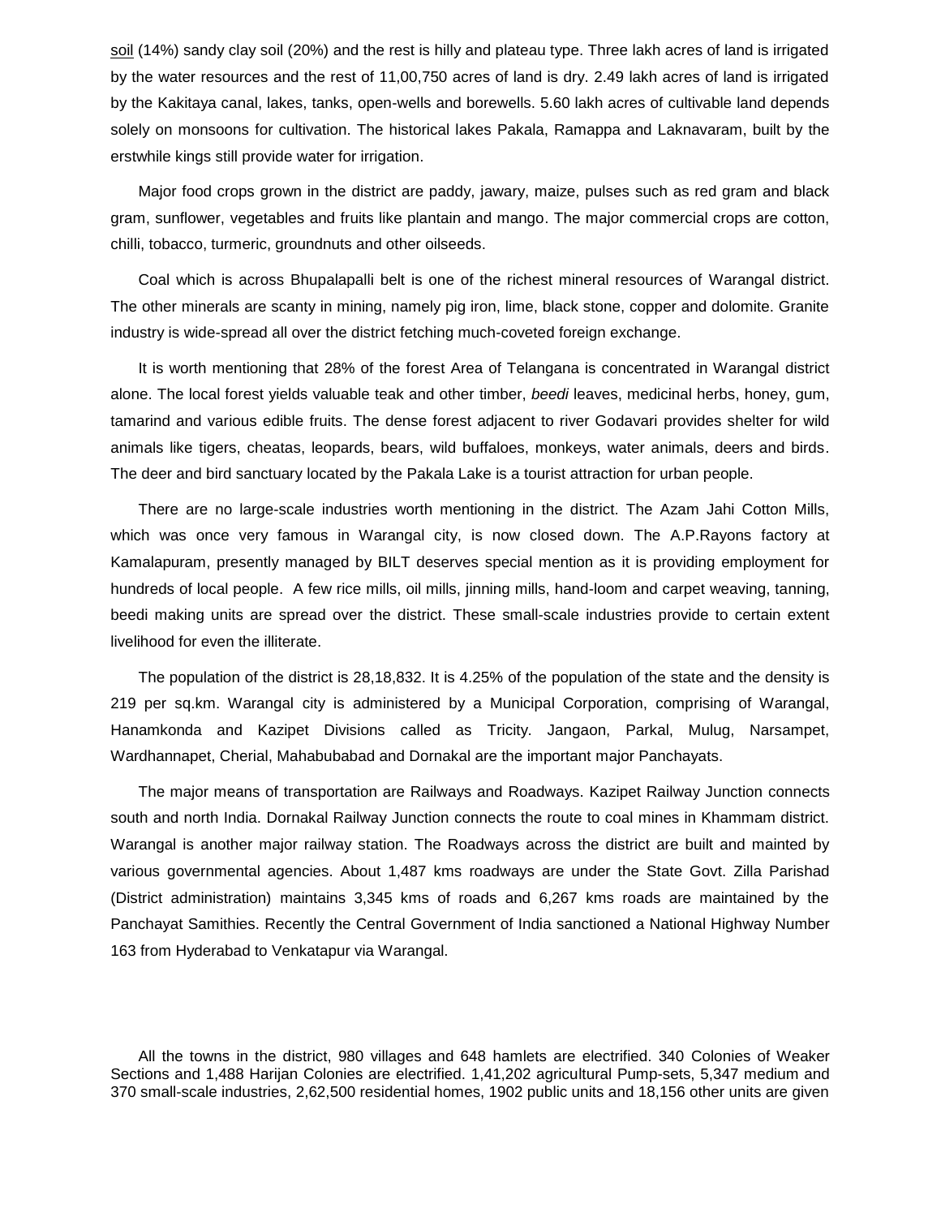soil (14%) sandy clay soil (20%) and the rest is hilly and plateau type. Three lakh acres of land is irrigated by the water resources and the rest of 11,00,750 acres of land is dry. 2.49 lakh acres of land is irrigated by the Kakitaya canal, lakes, tanks, open-wells and borewells. 5.60 lakh acres of cultivable land depends solely on monsoons for cultivation. The historical lakes Pakala, Ramappa and Laknavaram, built by the erstwhile kings still provide water for irrigation.

Major food crops grown in the district are paddy, jawary, maize, pulses such as red gram and black gram, sunflower, vegetables and fruits like plantain and mango. The major commercial crops are cotton, chilli, tobacco, turmeric, groundnuts and other oilseeds.

Coal which is across Bhupalapalli belt is one of the richest mineral resources of Warangal district. The other minerals are scanty in mining, namely pig iron, lime, black stone, copper and dolomite. Granite industry is wide-spread all over the district fetching much-coveted foreign exchange.

It is worth mentioning that 28% of the forest Area of Telangana is concentrated in Warangal district alone. The local forest yields valuable teak and other timber, *beedi* leaves, medicinal herbs, honey, gum, tamarind and various edible fruits. The dense forest adjacent to river Godavari provides shelter for wild animals like tigers, cheatas, leopards, bears, wild buffaloes, monkeys, water animals, deers and birds. The deer and bird sanctuary located by the Pakala Lake is a tourist attraction for urban people.

There are no large-scale industries worth mentioning in the district. The Azam Jahi Cotton Mills, which was once very famous in Warangal city, is now closed down. The A.P.Rayons factory at Kamalapuram, presently managed by BILT deserves special mention as it is providing employment for hundreds of local people. A few rice mills, oil mills, jinning mills, hand-loom and carpet weaving, tanning, beedi making units are spread over the district. These small-scale industries provide to certain extent livelihood for even the illiterate.

The population of the district is 28,18,832. It is 4.25% of the population of the state and the density is 219 per sq.km. Warangal city is administered by a Municipal Corporation, comprising of Warangal, Hanamkonda and Kazipet Divisions called as Tricity. Jangaon, Parkal, Mulug, Narsampet, Wardhannapet, Cherial, Mahabubabad and Dornakal are the important major Panchayats.

The major means of transportation are Railways and Roadways. Kazipet Railway Junction connects south and north India. Dornakal Railway Junction connects the route to coal mines in Khammam district. Warangal is another major railway station. The Roadways across the district are built and mainted by various governmental agencies. About 1,487 kms roadways are under the State Govt. Zilla Parishad (District administration) maintains 3,345 kms of roads and 6,267 kms roads are maintained by the Panchayat Samithies. Recently the Central Government of India sanctioned a National Highway Number 163 from Hyderabad to Venkatapur via Warangal.

All the towns in the district, 980 villages and 648 hamlets are electrified. 340 Colonies of Weaker Sections and 1,488 Harijan Colonies are electrified. 1,41,202 agricultural Pump-sets, 5,347 medium and 370 small-scale industries, 2,62,500 residential homes, 1902 public units and 18,156 other units are given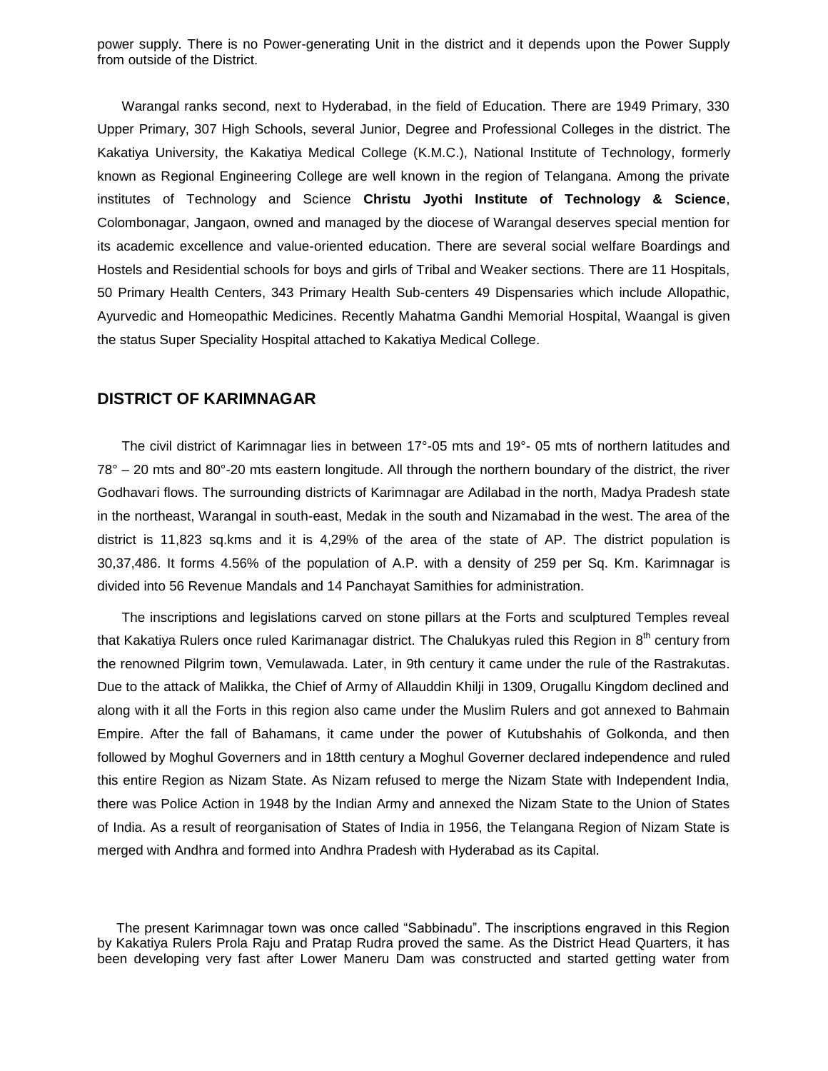power supply. There is no Power-generating Unit in the district and it depends upon the Power Supply from outside of the District.

Warangal ranks second, next to Hyderabad, in the field of Education. There are 1949 Primary, 330 Upper Primary, 307 High Schools, several Junior, Degree and Professional Colleges in the district. The Kakatiya University, the Kakatiya Medical College (K.M.C.), National Institute of Technology, formerly known as Regional Engineering College are well known in the region of Telangana. Among the private institutes of Technology and Science **Christu Jyothi Institute of Technology & Science**, Colombonagar, Jangaon, owned and managed by the diocese of Warangal deserves special mention for its academic excellence and value-oriented education. There are several social welfare Boardings and Hostels and Residential schools for boys and girls of Tribal and Weaker sections. There are 11 Hospitals, 50 Primary Health Centers, 343 Primary Health Sub-centers 49 Dispensaries which include Allopathic, Ayurvedic and Homeopathic Medicines. Recently Mahatma Gandhi Memorial Hospital, Waangal is given the status Super Speciality Hospital attached to Kakatiya Medical College.

## DISTRICT OF KARIMNAGAR

The civil district of Karimnagar lies in between 17°-05 mts and 19°- 05 mts of northern latitudes and 78° – 20 mts and 80°-20 mts eastern longitude. All through the northern boundary of the district, the river Godhavari flows. The surrounding districts of Karimnagar are Adilabad in the north, Madya Pradesh state in the northeast, Warangal in south-east, Medak in the south and Nizamabad in the west. The area of the district is 11,823 sq.kms and it is 4,29% of the area of the state of AP. The district population is 30,37,486. It forms 4.56% of the population of A.P. with a density of 259 per Sq. Km. Karimnagar is divided into 56 Revenue Mandals and 14 Panchayat Samithies for administration.

The inscriptions and legislations carved on stone pillars at the Forts and sculptured Temples reveal that Kakatiya Rulers once ruled Karimanagar district. The Chalukyas ruled this Region in 8th century from the renowned Pilgrim town, Vemulawada. Later, in 9th century it came under the rule of the Rastrakutas. Due to the attack of Malikka, the Chief of Army of Allauddin Khilji in 1309, Orugallu Kingdom declined and along with it all the Forts in this region also came under the Muslim Rulers and got annexed to Bahmain Empire. After the fall of Bahamans, it came under the power of Kutubshahis of Golkonda, and then followed by Moghul Governers and in 18tth century a Moghul Governer declared independence and ruled this entire Region as Nizam State. As Nizam refused to merge the Nizam State with Independent India, there was Police Action in 1948 by the Indian Army and annexed the Nizam State to the Union of States of India. As a result of reorganisation of States of India in 1956, the Telangana Region of Nizam State is merged with Andhra and formed into Andhra Pradesh with Hyderabad as its Capital.

The present Karimnagar town was once called "Sabbinadu". The inscriptions engraved in this Region by Kakatiya Rulers Prola Raju and Pratap Rudra proved the same. As the District Head Quarters, it has been developing very fast after Lower Maneru Dam was constructed and started getting water from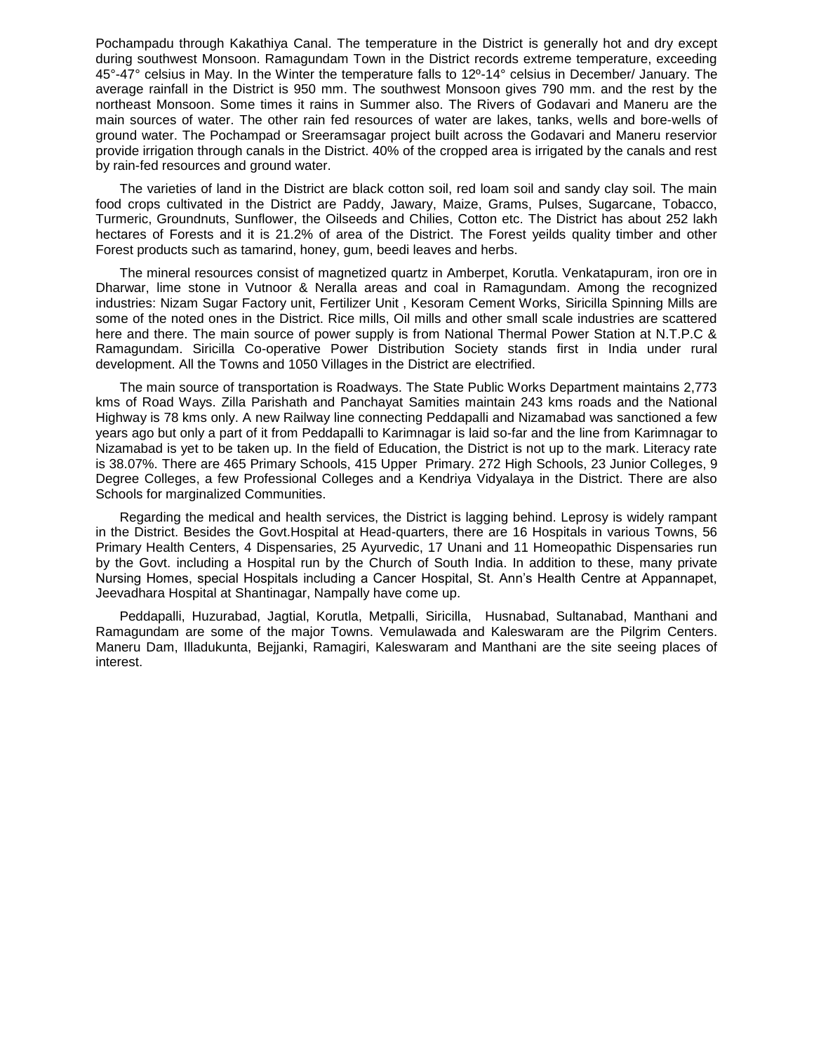Pochampadu through Kakathiya Canal. The temperature in the District is generally hot and dry except during southwest Monsoon. Ramagundam Town in the District records extreme temperature, exceeding 45°-47° celsius in May. In the Winter the temperature falls to 12º-14° celsius in December/ January. The average rainfall in the District is 950 mm. The southwest Monsoon gives 790 mm. and the rest by the northeast Monsoon. Some times it rains in Summer also. The Rivers of Godavari and Maneru are the main sources of water. The other rain fed resources of water are lakes, tanks, wells and bore-wells of ground water. The Pochampad or Sreeramsagar project built across the Godavari and Maneru reservior provide irrigation through canals in the District. 40% of the cropped area is irrigated by the canals and rest by rain-fed resources and ground water.

The varieties of land in the District are black cotton soil, red loam soil and sandy clay soil. The main food crops cultivated in the District are Paddy, Jawary, Maize, Grams, Pulses, Sugarcane, Tobacco, Turmeric, Groundnuts, Sunflower, the Oilseeds and Chilies, Cotton etc. The District has about 252 lakh hectares of Forests and it is 21.2% of area of the District. The Forest yeilds quality timber and other Forest products such as tamarind, honey, gum, beedi leaves and herbs.

The mineral resources consist of magnetized quartz in Amberpet, Korutla. Venkatapuram, iron ore in Dharwar, lime stone in Vutnoor & Neralla areas and coal in Ramagundam. Among the recognized industries: Nizam Sugar Factory unit, Fertilizer Unit , Kesoram Cement Works, Siricilla Spinning Mills are some of the noted ones in the District. Rice mills, Oil mills and other small scale industries are scattered here and there. The main source of power supply is from National Thermal Power Station at N.T.P.C & Ramagundam. Siricilla Co-operative Power Distribution Society stands first in India under rural development. All the Towns and 1050 Villages in the District are electrified.

The main source of transportation is Roadways. The State Public Works Department maintains 2,773 kms of Road Ways. Zilla Parishath and Panchayat Samities maintain 243 kms roads and the National Highway is 78 kms only. A new Railway line connecting Peddapalli and Nizamabad was sanctioned a few years ago but only a part of it from Peddapalli to Karimnagar is laid so-far and the line from Karimnagar to Nizamabad is yet to be taken up. In the field of Education, the District is not up to the mark. Literacy rate is 38.07%. There are 465 Primary Schools, 415 Upper Primary. 272 High Schools, 23 Junior Colleges, 9 Degree Colleges, a few Professional Colleges and a Kendriya Vidyalaya in the District. There are also Schools for marginalized Communities.

Regarding the medical and health services, the District is lagging behind. Leprosy is widely rampant in the District. Besides the Govt.Hospital at Head-quarters, there are 16 Hospitals in various Towns, 56 Primary Health Centers, 4 Dispensaries, 25 Ayurvedic, 17 Unani and 11 Homeopathic Dispensaries run by the Govt. including a Hospital run by the Church of South India. In addition to these, many private Nursing Homes, special Hospitals including a Cancer Hospital, St. Ann's Health Centre at Appannapet, Jeevadhara Hospital at Shantinagar, Nampally have come up.

Peddapalli, Huzurabad, Jagtial, Korutla, Metpalli, Siricilla, Husnabad, Sultanabad, Manthani and Ramagundam are some of the major Towns. Vemulawada and Kaleswaram are the Pilgrim Centers. Maneru Dam, Illadukunta, Bejjanki, Ramagiri, Kaleswaram and Manthani are the site seeing places of interest.